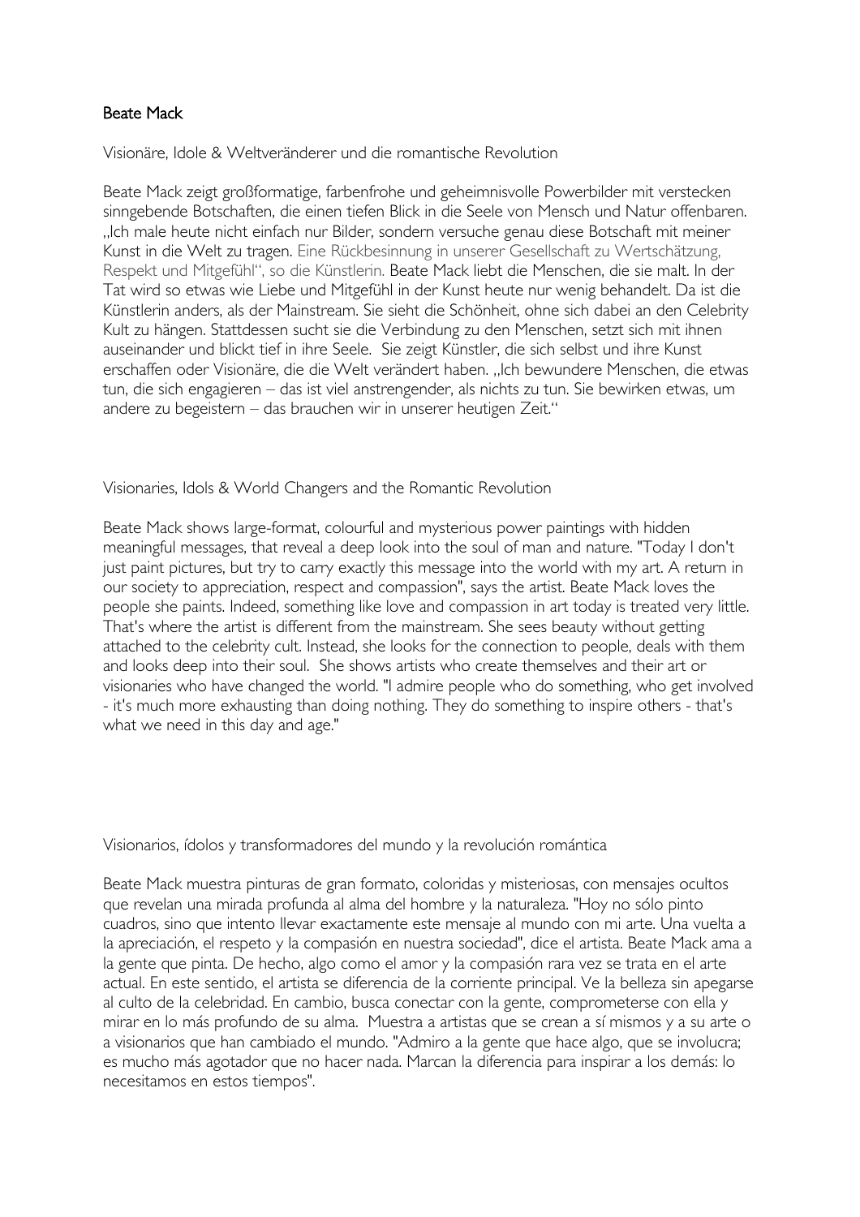# Beate Mack

Visionäre, Idole & Weltveränderer und die romantische Revolution

Beate Mack zeigt großformatige, farbenfrohe und geheimnisvolle Powerbilder mit verstecken sinngebende Botschaften, die einen tiefen Blick in die Seele von Mensch und Natur offenbaren. „Ich male heute nicht einfach nur Bilder, sondern versuche genau diese Botschaft mit meiner Kunst in die Welt zu tragen. Eine Rückbesinnung in unserer Gesellschaft zu Wertschätzung, Respekt und Mitgefühl", so die Künstlerin. Beate Mack liebt die Menschen, die sie malt. In der Tat wird so etwas wie Liebe und Mitgefühl in der Kunst heute nur wenig behandelt. Da ist die Künstlerin anders, als der Mainstream. Sie sieht die Schönheit, ohne sich dabei an den Celebrity Kult zu hängen. Stattdessen sucht sie die Verbindung zu den Menschen, setzt sich mit ihnen auseinander und blickt tief in ihre Seele. Sie zeigt Künstler, die sich selbst und ihre Kunst erschaffen oder Visionäre, die die Welt verändert haben. „Ich bewundere Menschen, die etwas tun, die sich engagieren – das ist viel anstrengender, als nichts zu tun. Sie bewirken etwas, um andere zu begeistern – das brauchen wir in unserer heutigen Zeit."

Visionaries, Idols & World Changers and the Romantic Revolution

Beate Mack shows large-format, colourful and mysterious power paintings with hidden meaningful messages, that reveal a deep look into the soul of man and nature. "Today I don't just paint pictures, but try to carry exactly this message into the world with my art. A return in our society to appreciation, respect and compassion", says the artist. Beate Mack loves the people she paints. Indeed, something like love and compassion in art today is treated very little. That's where the artist is different from the mainstream. She sees beauty without getting attached to the celebrity cult. Instead, she looks for the connection to people, deals with them and looks deep into their soul. She shows artists who create themselves and their art or visionaries who have changed the world. "I admire people who do something, who get involved - it's much more exhausting than doing nothing. They do something to inspire others - that's what we need in this day and age."

Visionarios, ídolos y transformadores del mundo y la revolución romántica

Beate Mack muestra pinturas de gran formato, coloridas y misteriosas, con mensajes ocultos que revelan una mirada profunda al alma del hombre y la naturaleza. "Hoy no sólo pinto cuadros, sino que intento llevar exactamente este mensaje al mundo con mi arte. Una vuelta a la apreciación, el respeto y la compasión en nuestra sociedad", dice el artista. Beate Mack ama a la gente que pinta. De hecho, algo como el amor y la compasión rara vez se trata en el arte actual. En este sentido, el artista se diferencia de la corriente principal. Ve la belleza sin apegarse al culto de la celebridad. En cambio, busca conectar con la gente, comprometerse con ella y mirar en lo más profundo de su alma. Muestra a artistas que se crean a sí mismos y a su arte o a visionarios que han cambiado el mundo. "Admiro a la gente que hace algo, que se involucra; es mucho más agotador que no hacer nada. Marcan la diferencia para inspirar a los demás: lo necesitamos en estos tiempos".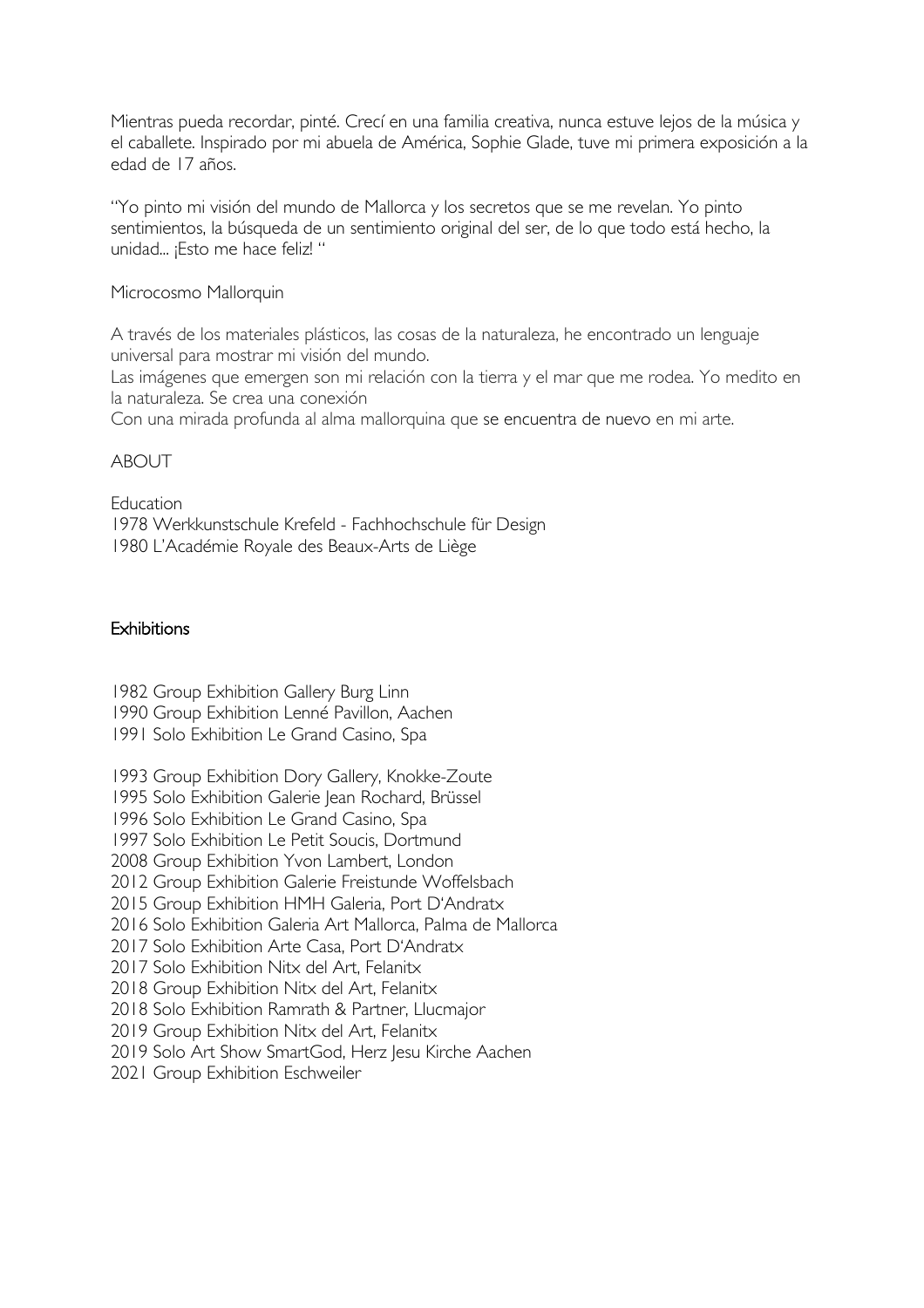Mientras pueda recordar, pinté. Crecí en una familia creativa, nunca estuve lejos de la música y el caballete. Inspirado por mi abuela de América, Sophie Glade, tuve mi primera exposición a la edad de 17 años.

"Yo pinto mi visión del mundo de Mallorca y los secretos que se me revelan. Yo pinto sentimientos, la búsqueda de un sentimiento original del ser, de lo que todo está hecho, la unidad... ¡Esto me hace feliz! "

Microcosmo Mallorquin

A través de los materiales plásticos, las cosas de la naturaleza, he encontrado un lenguaje universal para mostrar mi visión del mundo.
Las imágenes que emergen son mi relación con la tierra y el mar que me rodea. Yo medito en la naturaleza. Se crea una conexión
Con una mirada profunda al alma mallorquina que se encuentra de nuevo en mi arte.

ABOUT

Education
1978 Werkkunstschule Krefeld - Fachhochschule für Design
1980 L'Académie Royale des Beaux-Arts de Liège

**Exhibitions**

1982 Group Exhibition Gallery Burg Linn
1990 Group Exhibition Lenné Pavillon, Aachen
1991 Solo Exhibition Le Grand Casino, Spa

1993 Group Exhibition Dory Gallery, Knokke-Zoute
1995 Solo Exhibition Galerie Jean Rochard, Brüssel
1996 Solo Exhibition Le Grand Casino, Spa
1997 Solo Exhibition Le Petit Soucis, Dortmund
2008 Group Exhibition Yvon Lambert, London
2012 Group Exhibition Galerie Freistunde Woffelsbach
2015 Group Exhibition HMH Galeria, Port D'Andratx
2016 Solo Exhibition Galeria Art Mallorca, Palma de Mallorca
2017 Solo Exhibition Arte Casa, Port D'Andratx
2017 Solo Exhibition Nitx del Art, Felanitx
2018 Group Exhibition Nitx del Art, Felanitx
2018 Solo Exhibition Ramrath & Partner, Llucmajor
2019 Group Exhibition Nitx del Art, Felanitx
2019 Solo Art Show SmartGod, Herz Jesu Kirche Aachen
2021 Group Exhibition Eschweiler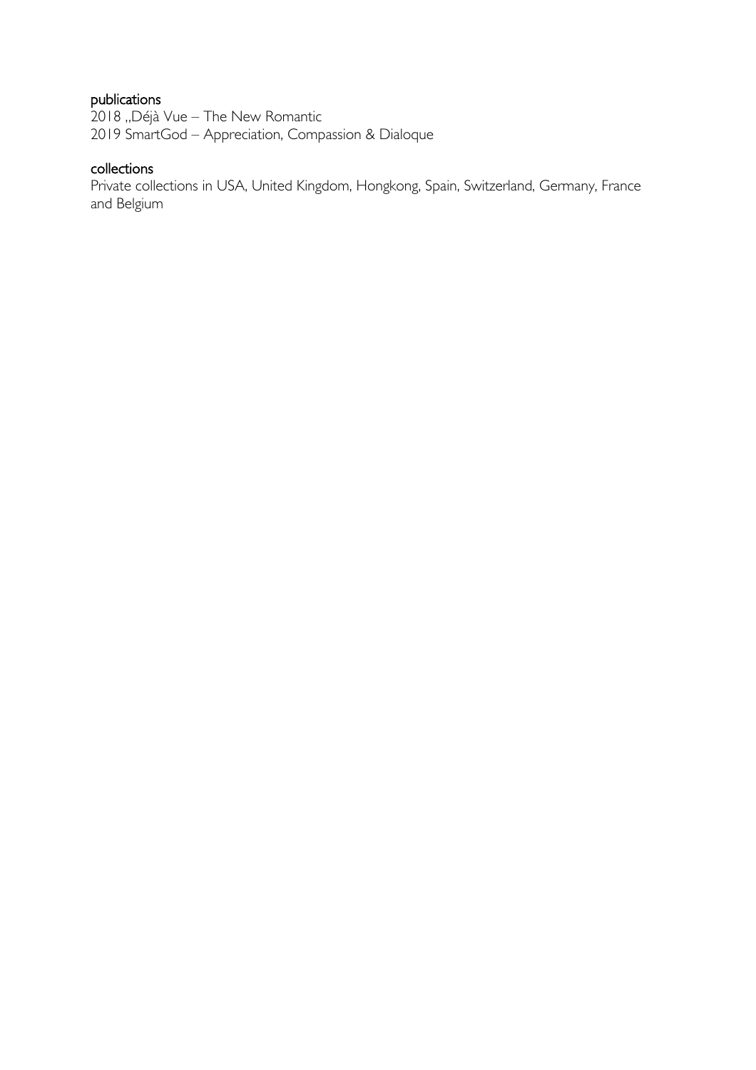## publications

2018 „Déjà Vue – The New Romantic
2019 SmartGod – Appreciation, Compassion & Dialoque

## collections

Private collections in USA, United Kingdom, Hongkong, Spain, Switzerland, Germany, France and Belgium